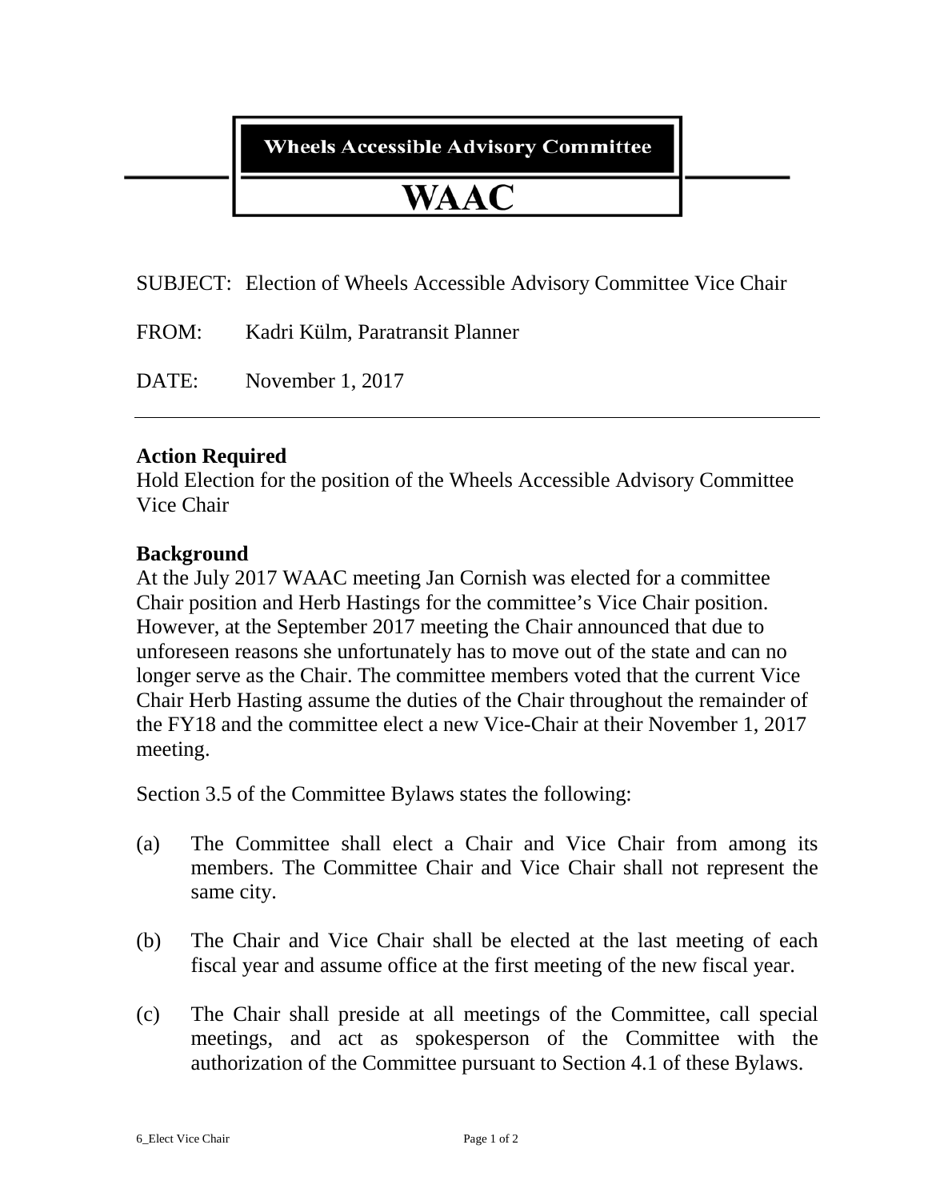**Wheels Accessible Advisory Committee**

# WAAC

SUBJECT: Election of Wheels Accessible Advisory Committee Vice Chair

FROM: Kadri Külm, Paratransit Planner

DATE: November 1, 2017

---

**Action Required**

Hold Election for the position of the Wheels Accessible Advisory Committee Vice Chair

**Background**

At the July 2017 WAAC meeting Jan Cornish was elected for a committee Chair position and Herb Hastings for the committee's Vice Chair position. However, at the September 2017 meeting the Chair announced that due to unforeseen reasons she unfortunately has to move out of the state and can no longer serve as the Chair. The committee members voted that the current Vice Chair Herb Hasting assume the duties of the Chair throughout the remainder of the FY18 and the committee elect a new Vice-Chair at their November 1, 2017 meeting.

Section 3.5 of the Committee Bylaws states the following:

(a) The Committee shall elect a Chair and Vice Chair from among its members. The Committee Chair and Vice Chair shall not represent the same city.

(b) The Chair and Vice Chair shall be elected at the last meeting of each fiscal year and assume office at the first meeting of the new fiscal year.

(c) The Chair shall preside at all meetings of the Committee, call special meetings, and act as spokesperson of the Committee with the authorization of the Committee pursuant to Section 4.1 of these Bylaws.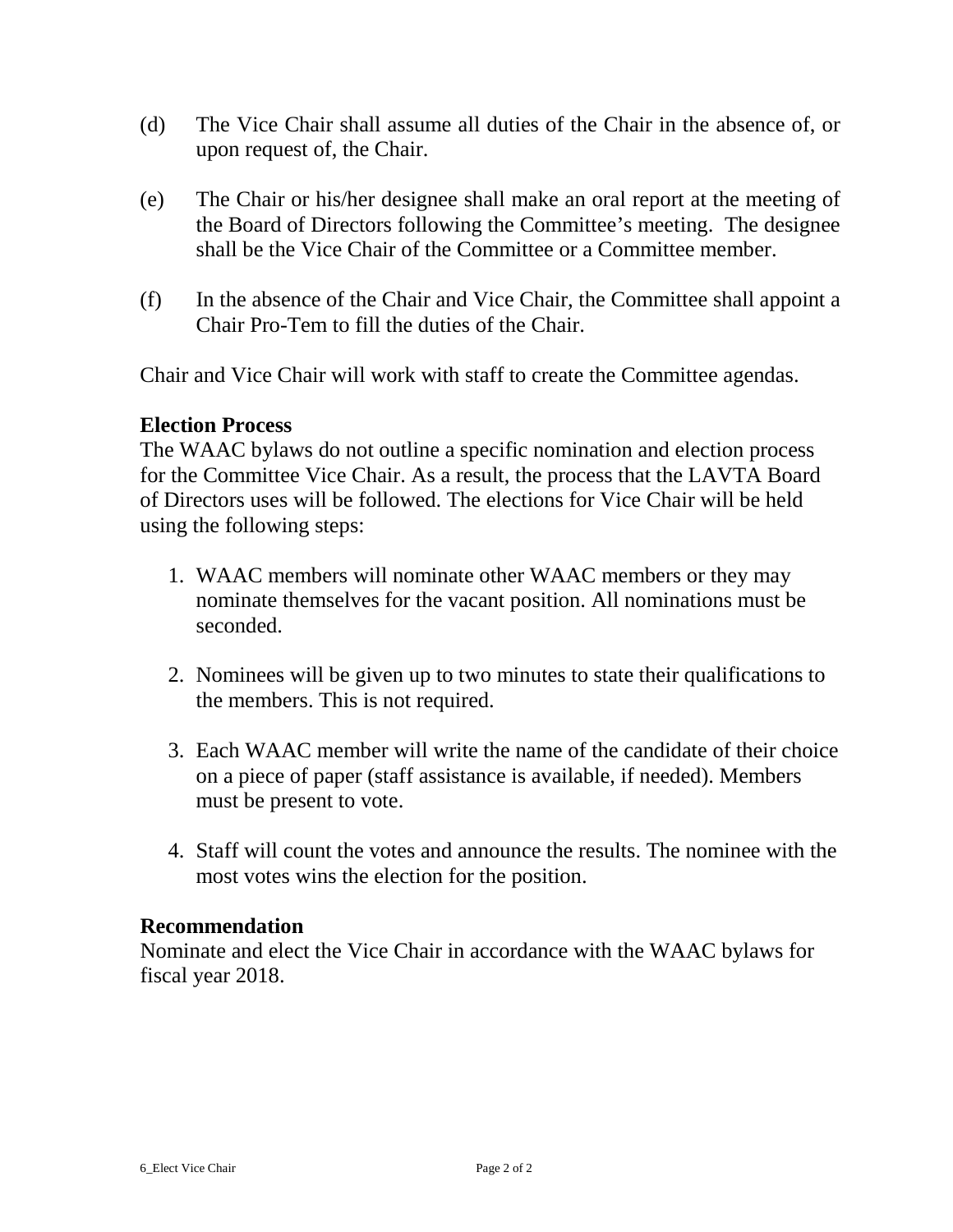(d) The Vice Chair shall assume all duties of the Chair in the absence of, or upon request of, the Chair.

(e) The Chair or his/her designee shall make an oral report at the meeting of the Board of Directors following the Committee's meeting. The designee shall be the Vice Chair of the Committee or a Committee member.

(f) In the absence of the Chair and Vice Chair, the Committee shall appoint a Chair Pro-Tem to fill the duties of the Chair.

Chair and Vice Chair will work with staff to create the Committee agendas.

**Election Process**

The WAAC bylaws do not outline a specific nomination and election process for the Committee Vice Chair. As a result, the process that the LAVTA Board of Directors uses will be followed. The elections for Vice Chair will be held using the following steps:

1. WAAC members will nominate other WAAC members or they may nominate themselves for the vacant position. All nominations must be seconded.

2. Nominees will be given up to two minutes to state their qualifications to the members. This is not required.

3. Each WAAC member will write the name of the candidate of their choice on a piece of paper (staff assistance is available, if needed). Members must be present to vote.

4. Staff will count the votes and announce the results. The nominee with the most votes wins the election for the position.

**Recommendation**

Nominate and elect the Vice Chair in accordance with the WAAC bylaws for fiscal year 2018.